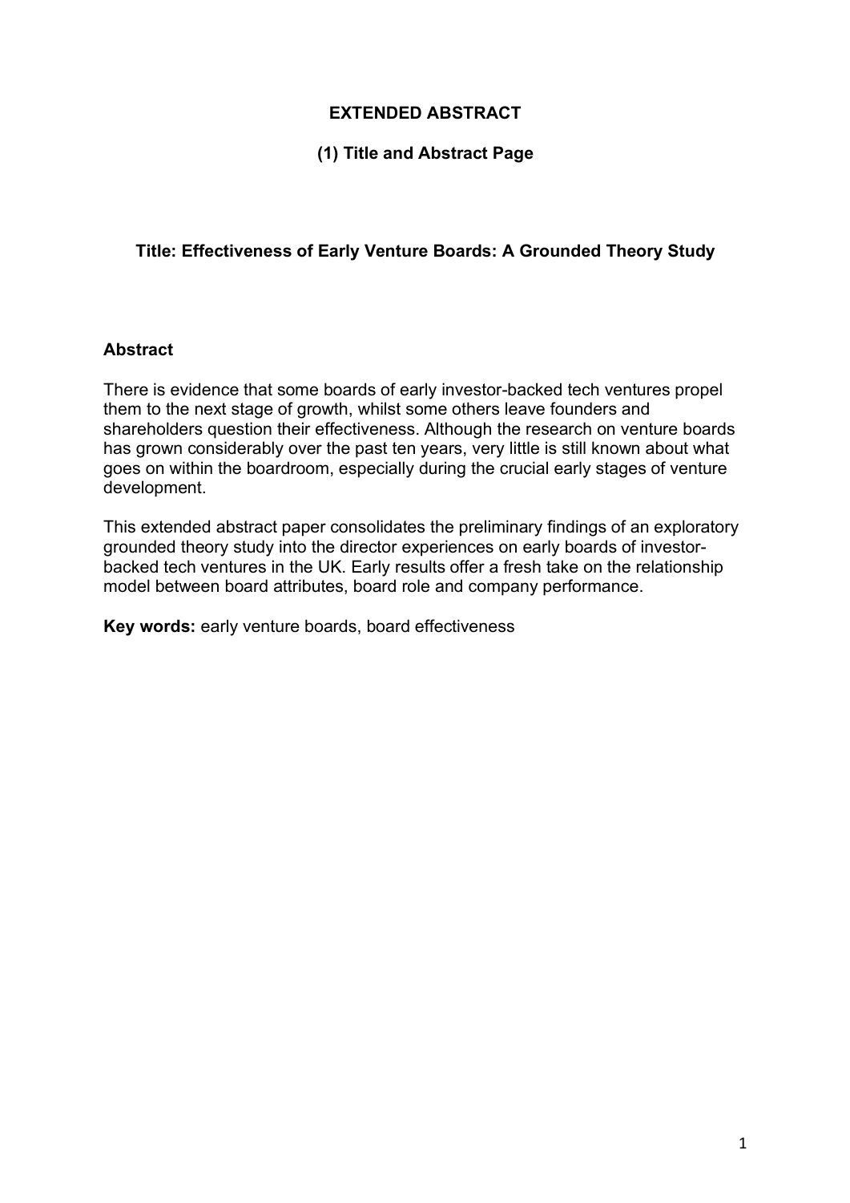**EXTENDED ABSTRACT**

**(1) Title and Abstract Page**

# Title: Effectiveness of Early Venture Boards: A Grounded Theory Study

## Abstract

There is evidence that some boards of early investor-backed tech ventures propel them to the next stage of growth, whilst some others leave founders and shareholders question their effectiveness. Although the research on venture boards has grown considerably over the past ten years, very little is still known about what goes on within the boardroom, especially during the crucial early stages of venture development.

This extended abstract paper consolidates the preliminary findings of an exploratory grounded theory study into the director experiences on early boards of investor-backed tech ventures in the UK. Early results offer a fresh take on the relationship model between board attributes, board role and company performance.

**Key words:** early venture boards, board effectiveness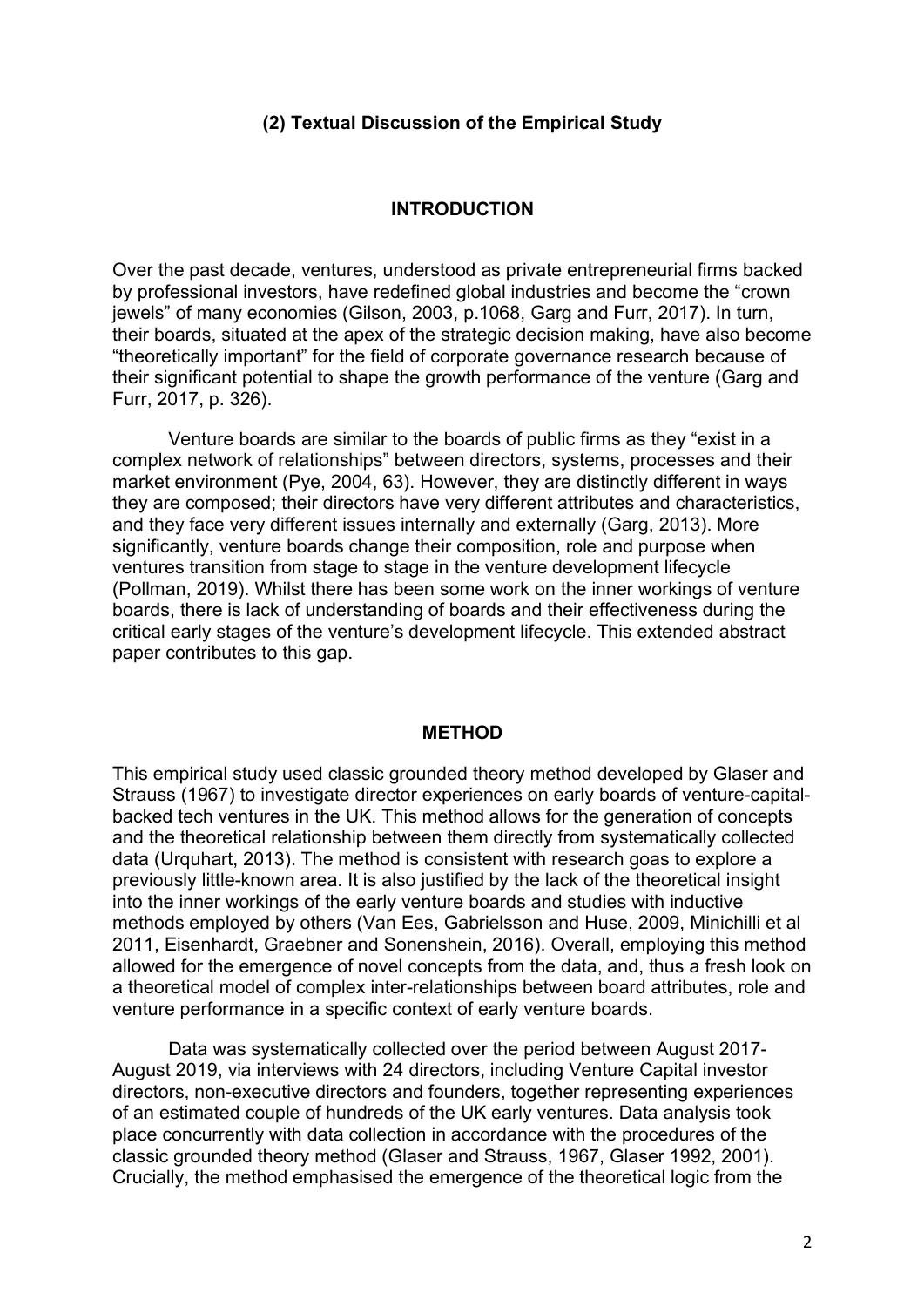## (2) Textual Discussion of the Empirical Study

### INTRODUCTION

Over the past decade, ventures, understood as private entrepreneurial firms backed by professional investors, have redefined global industries and become the "crown jewels" of many economies (Gilson, 2003, p.1068, Garg and Furr, 2017). In turn, their boards, situated at the apex of the strategic decision making, have also become "theoretically important" for the field of corporate governance research because of their significant potential to shape the growth performance of the venture (Garg and Furr, 2017, p. 326).

Venture boards are similar to the boards of public firms as they "exist in a complex network of relationships" between directors, systems, processes and their market environment (Pye, 2004, 63). However, they are distinctly different in ways they are composed; their directors have very different attributes and characteristics, and they face very different issues internally and externally (Garg, 2013). More significantly, venture boards change their composition, role and purpose when ventures transition from stage to stage in the venture development lifecycle (Pollman, 2019). Whilst there has been some work on the inner workings of venture boards, there is lack of understanding of boards and their effectiveness during the critical early stages of the venture's development lifecycle. This extended abstract paper contributes to this gap.

### METHOD

This empirical study used classic grounded theory method developed by Glaser and Strauss (1967) to investigate director experiences on early boards of venture-capital-backed tech ventures in the UK. This method allows for the generation of concepts and the theoretical relationship between them directly from systematically collected data (Urquhart, 2013). The method is consistent with research goas to explore a previously little-known area. It is also justified by the lack of the theoretical insight into the inner workings of the early venture boards and studies with inductive methods employed by others (Van Ees, Gabrielsson and Huse, 2009, Minichilli et al 2011, Eisenhardt, Graebner and Sonenshein, 2016). Overall, employing this method allowed for the emergence of novel concepts from the data, and, thus a fresh look on a theoretical model of complex inter-relationships between board attributes, role and venture performance in a specific context of early venture boards.

Data was systematically collected over the period between August 2017-August 2019, via interviews with 24 directors, including Venture Capital investor directors, non-executive directors and founders, together representing experiences of an estimated couple of hundreds of the UK early ventures. Data analysis took place concurrently with data collection in accordance with the procedures of the classic grounded theory method (Glaser and Strauss, 1967, Glaser 1992, 2001). Crucially, the method emphasised the emergence of the theoretical logic from the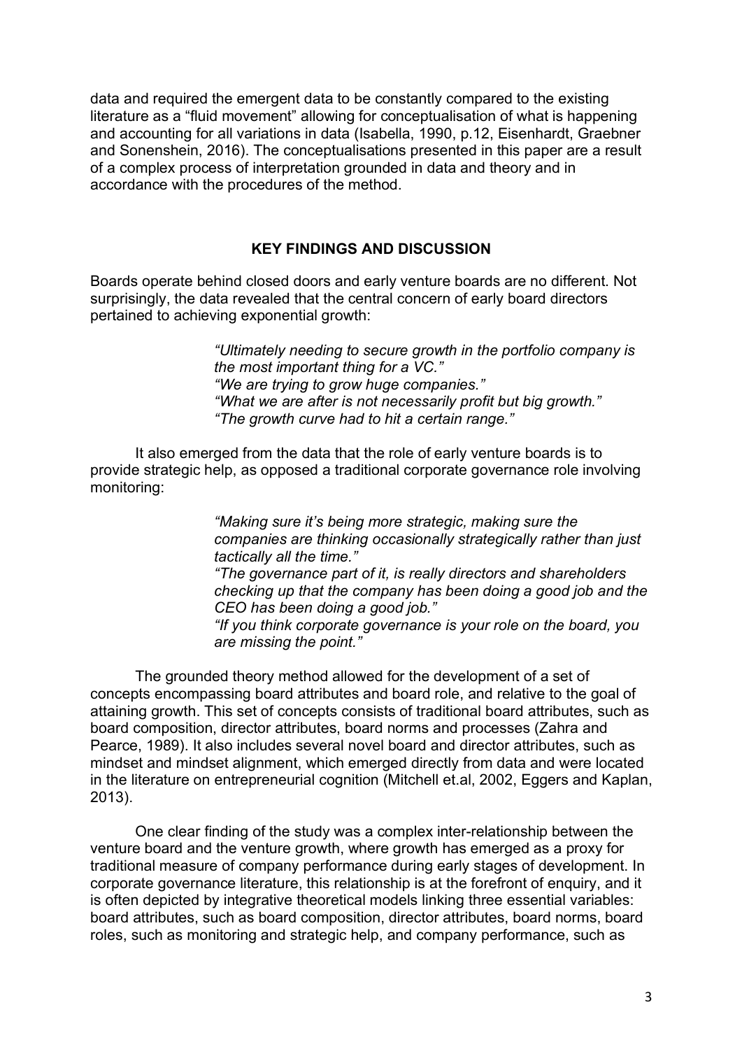data and required the emergent data to be constantly compared to the existing literature as a "fluid movement" allowing for conceptualisation of what is happening and accounting for all variations in data (Isabella, 1990, p.12, Eisenhardt, Graebner and Sonenshein, 2016). The conceptualisations presented in this paper are a result of a complex process of interpretation grounded in data and theory and in accordance with the procedures of the method.

## KEY FINDINGS AND DISCUSSION

Boards operate behind closed doors and early venture boards are no different. Not surprisingly, the data revealed that the central concern of early board directors pertained to achieving exponential growth:

> *"Ultimately needing to secure growth in the portfolio company is the most important thing for a VC."*
> *"We are trying to grow huge companies."*
> *"What we are after is not necessarily profit but big growth."*
> *"The growth curve had to hit a certain range."*

It also emerged from the data that the role of early venture boards is to provide strategic help, as opposed a traditional corporate governance role involving monitoring:

> *"Making sure it's being more strategic, making sure the companies are thinking occasionally strategically rather than just tactically all the time."*
> *"The governance part of it, is really directors and shareholders checking up that the company has been doing a good job and the CEO has been doing a good job."*
> *"If you think corporate governance is your role on the board, you are missing the point."*

The grounded theory method allowed for the development of a set of concepts encompassing board attributes and board role, and relative to the goal of attaining growth. This set of concepts consists of traditional board attributes, such as board composition, director attributes, board norms and processes (Zahra and Pearce, 1989). It also includes several novel board and director attributes, such as mindset and mindset alignment, which emerged directly from data and were located in the literature on entrepreneurial cognition (Mitchell et.al, 2002, Eggers and Kaplan, 2013).

One clear finding of the study was a complex inter-relationship between the venture board and the venture growth, where growth has emerged as a proxy for traditional measure of company performance during early stages of development. In corporate governance literature, this relationship is at the forefront of enquiry, and it is often depicted by integrative theoretical models linking three essential variables: board attributes, such as board composition, director attributes, board norms, board roles, such as monitoring and strategic help, and company performance, such as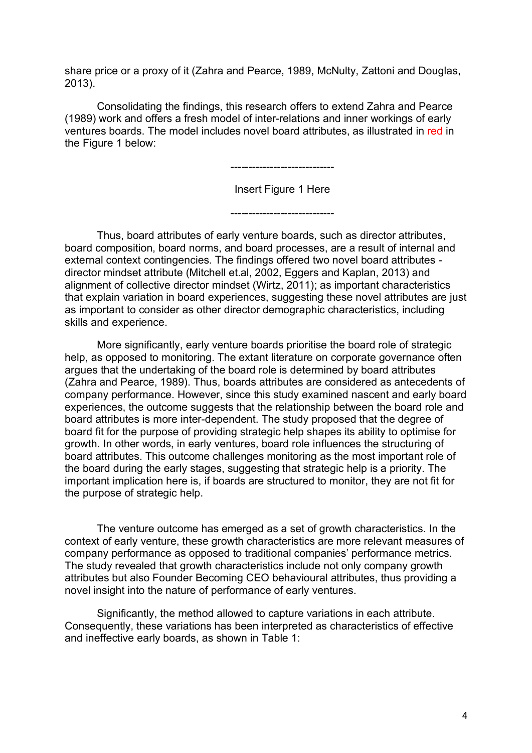share price or a proxy of it (Zahra and Pearce, 1989, McNulty, Zattoni and Douglas, 2013).

Consolidating the findings, this research offers to extend Zahra and Pearce (1989) work and offers a fresh model of inter-relations and inner workings of early ventures boards. The model includes novel board attributes, as illustrated in red in the Figure 1 below:

----------------------------

Insert Figure 1 Here

----------------------------

Thus, board attributes of early venture boards, such as director attributes, board composition, board norms, and board processes, are a result of internal and external context contingencies. The findings offered two novel board attributes - director mindset attribute (Mitchell et.al, 2002, Eggers and Kaplan, 2013) and alignment of collective director mindset (Wirtz, 2011); as important characteristics that explain variation in board experiences, suggesting these novel attributes are just as important to consider as other director demographic characteristics, including skills and experience.

More significantly, early venture boards prioritise the board role of strategic help, as opposed to monitoring. The extant literature on corporate governance often argues that the undertaking of the board role is determined by board attributes (Zahra and Pearce, 1989). Thus, boards attributes are considered as antecedents of company performance. However, since this study examined nascent and early board experiences, the outcome suggests that the relationship between the board role and board attributes is more inter-dependent. The study proposed that the degree of board fit for the purpose of providing strategic help shapes its ability to optimise for growth. In other words, in early ventures, board role influences the structuring of board attributes. This outcome challenges monitoring as the most important role of the board during the early stages, suggesting that strategic help is a priority. The important implication here is, if boards are structured to monitor, they are not fit for the purpose of strategic help.

The venture outcome has emerged as a set of growth characteristics. In the context of early venture, these growth characteristics are more relevant measures of company performance as opposed to traditional companies' performance metrics. The study revealed that growth characteristics include not only company growth attributes but also Founder Becoming CEO behavioural attributes, thus providing a novel insight into the nature of performance of early ventures.

Significantly, the method allowed to capture variations in each attribute. Consequently, these variations has been interpreted as characteristics of effective and ineffective early boards, as shown in Table 1: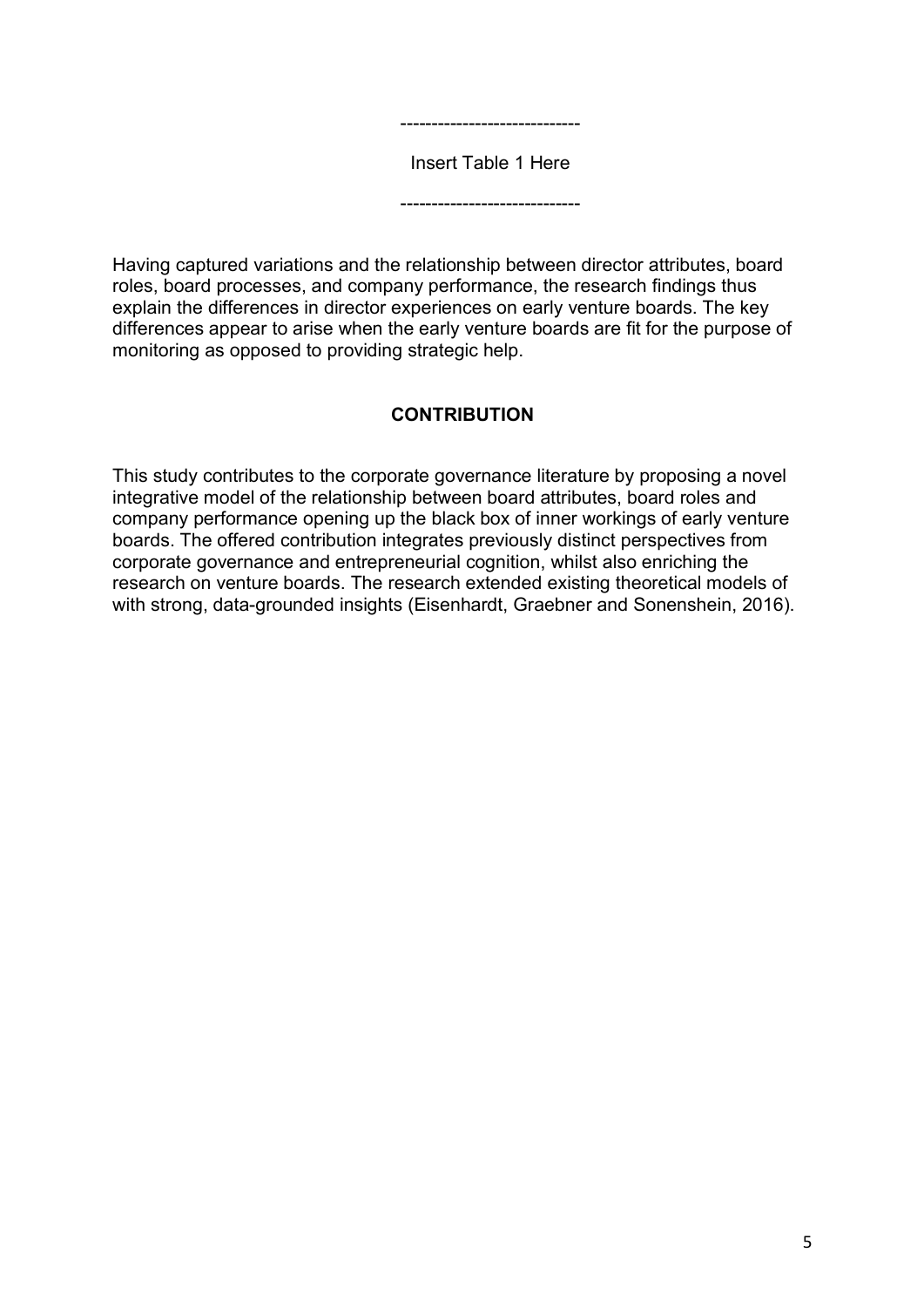----------------------------

Insert Table 1 Here

----------------------------

Having captured variations and the relationship between director attributes, board roles, board processes, and company performance, the research findings thus explain the differences in director experiences on early venture boards. The key differences appear to arise when the early venture boards are fit for the purpose of monitoring as opposed to providing strategic help.

## CONTRIBUTION

This study contributes to the corporate governance literature by proposing a novel integrative model of the relationship between board attributes, board roles and company performance opening up the black box of inner workings of early venture boards. The offered contribution integrates previously distinct perspectives from corporate governance and entrepreneurial cognition, whilst also enriching the research on venture boards. The research extended existing theoretical models of with strong, data-grounded insights (Eisenhardt, Graebner and Sonenshein, 2016).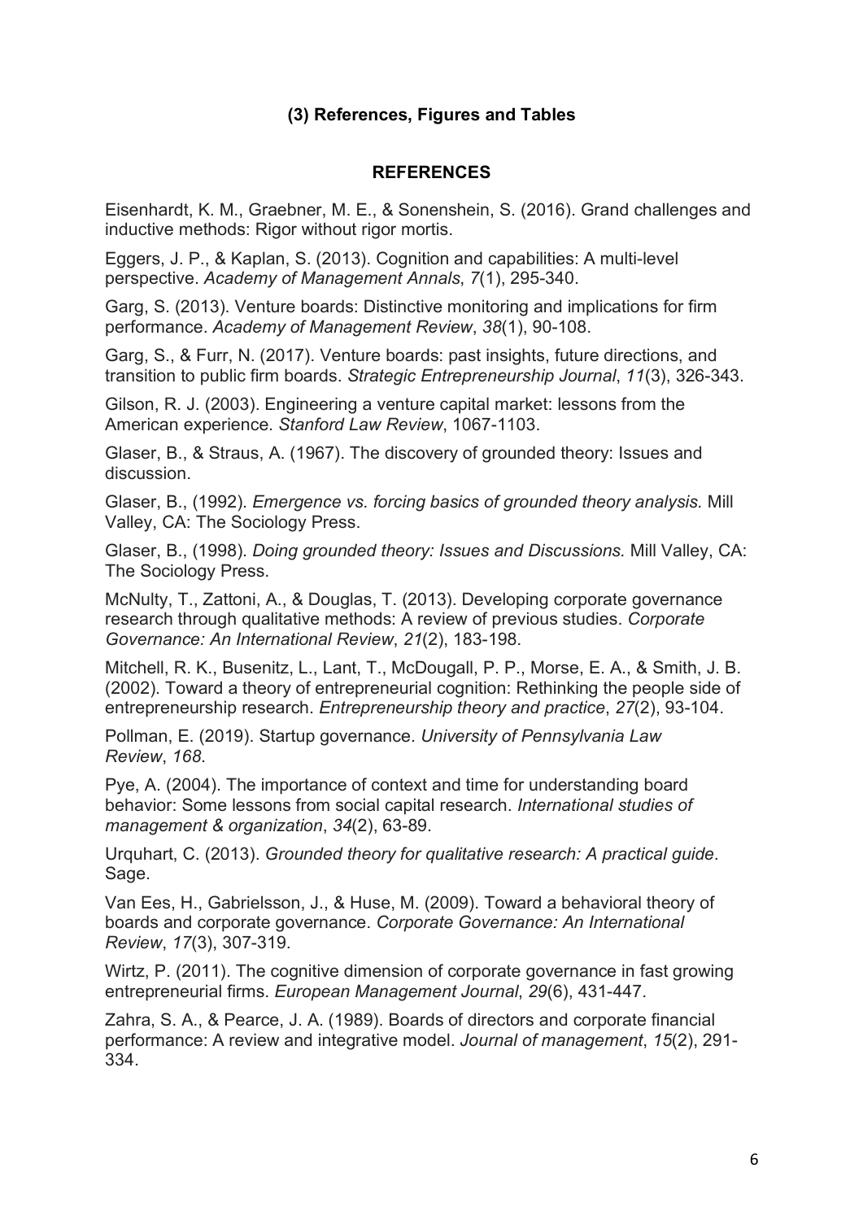### (3) References, Figures and Tables

#### REFERENCES

Eisenhardt, K. M., Graebner, M. E., & Sonenshein, S. (2016). Grand challenges and inductive methods: Rigor without rigor mortis.

Eggers, J. P., & Kaplan, S. (2013). Cognition and capabilities: A multi-level perspective. *Academy of Management Annals*, *7*(1), 295-340.

Garg, S. (2013). Venture boards: Distinctive monitoring and implications for firm performance. *Academy of Management Review*, *38*(1), 90-108.

Garg, S., & Furr, N. (2017). Venture boards: past insights, future directions, and transition to public firm boards. *Strategic Entrepreneurship Journal*, *11*(3), 326-343.

Gilson, R. J. (2003). Engineering a venture capital market: lessons from the American experience. *Stanford Law Review*, 1067-1103.

Glaser, B., & Straus, A. (1967). The discovery of grounded theory: Issues and discussion.

Glaser, B., (1992). *Emergence vs. forcing basics of grounded theory analysis.* Mill Valley, CA: The Sociology Press.

Glaser, B., (1998). *Doing grounded theory: Issues and Discussions.* Mill Valley, CA: The Sociology Press.

McNulty, T., Zattoni, A., & Douglas, T. (2013). Developing corporate governance research through qualitative methods: A review of previous studies. *Corporate Governance: An International Review*, *21*(2), 183-198.

Mitchell, R. K., Busenitz, L., Lant, T., McDougall, P. P., Morse, E. A., & Smith, J. B. (2002). Toward a theory of entrepreneurial cognition: Rethinking the people side of entrepreneurship research. *Entrepreneurship theory and practice*, *27*(2), 93-104.

Pollman, E. (2019). Startup governance. *University of Pennsylvania Law Review*, *168*.

Pye, A. (2004). The importance of context and time for understanding board behavior: Some lessons from social capital research. *International studies of management & organization*, *34*(2), 63-89.

Urquhart, C. (2013). *Grounded theory for qualitative research: A practical guide*. Sage.

Van Ees, H., Gabrielsson, J., & Huse, M. (2009). Toward a behavioral theory of boards and corporate governance. *Corporate Governance: An International Review*, *17*(3), 307-319.

Wirtz, P. (2011). The cognitive dimension of corporate governance in fast growing entrepreneurial firms. *European Management Journal*, *29*(6), 431-447.

Zahra, S. A., & Pearce, J. A. (1989). Boards of directors and corporate financial performance: A review and integrative model. *Journal of management*, *15*(2), 291-334.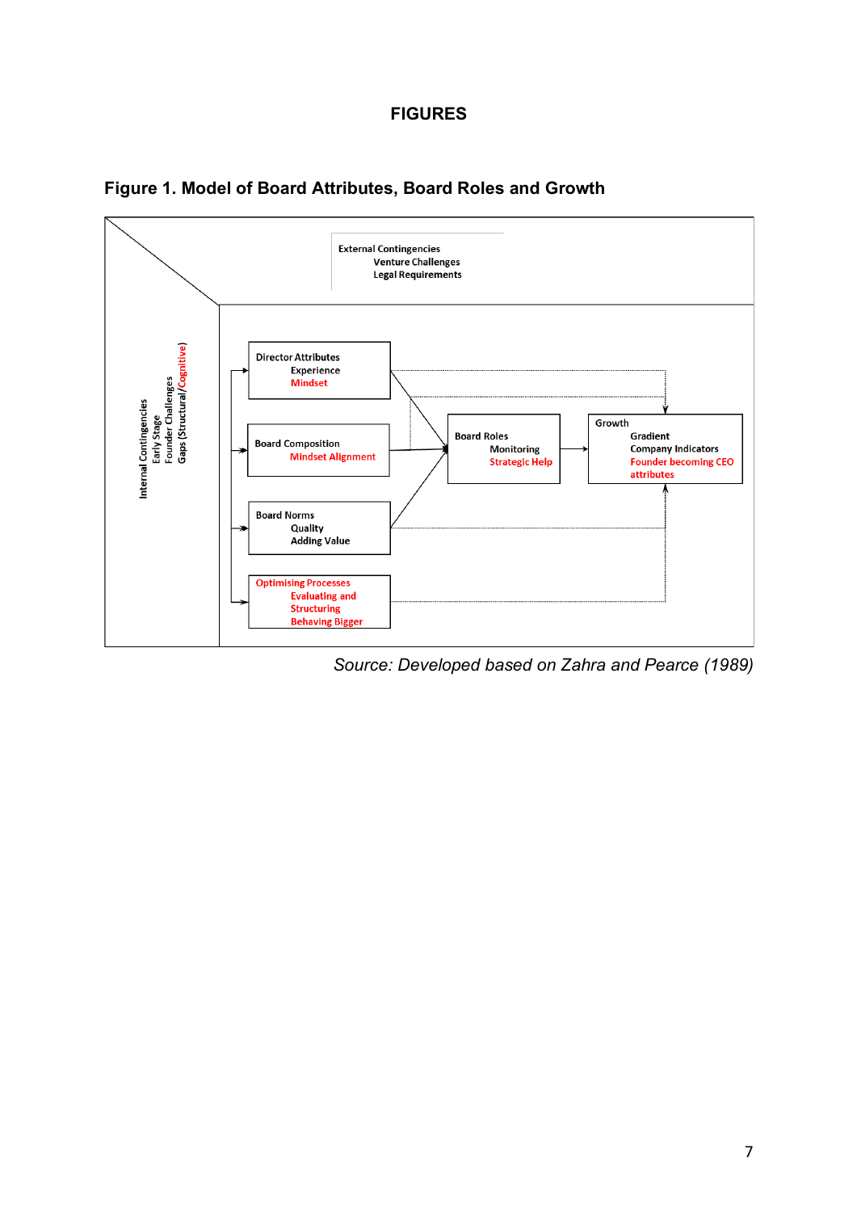# FIGURES

## Figure 1. Model of Board Attributes, Board Roles and Growth

External Contingencies
Venture Challenges
Legal Requirements

Internal Contingencies
Early Stage
Founder Challenges
Gaps (Structural/Cognitive)

Director Attributes
Experience
Mindset

Board Composition
Mindset Alignment

Board Norms
Quality
Adding Value

Optimising Processes
Evaluating and
Structuring
Behaving Bigger

Board Roles
Monitoring
Strategic Help

Growth
Gradient
Company Indicators
Founder becoming CEO attributes

*Source: Developed based on Zahra and Pearce (1989)*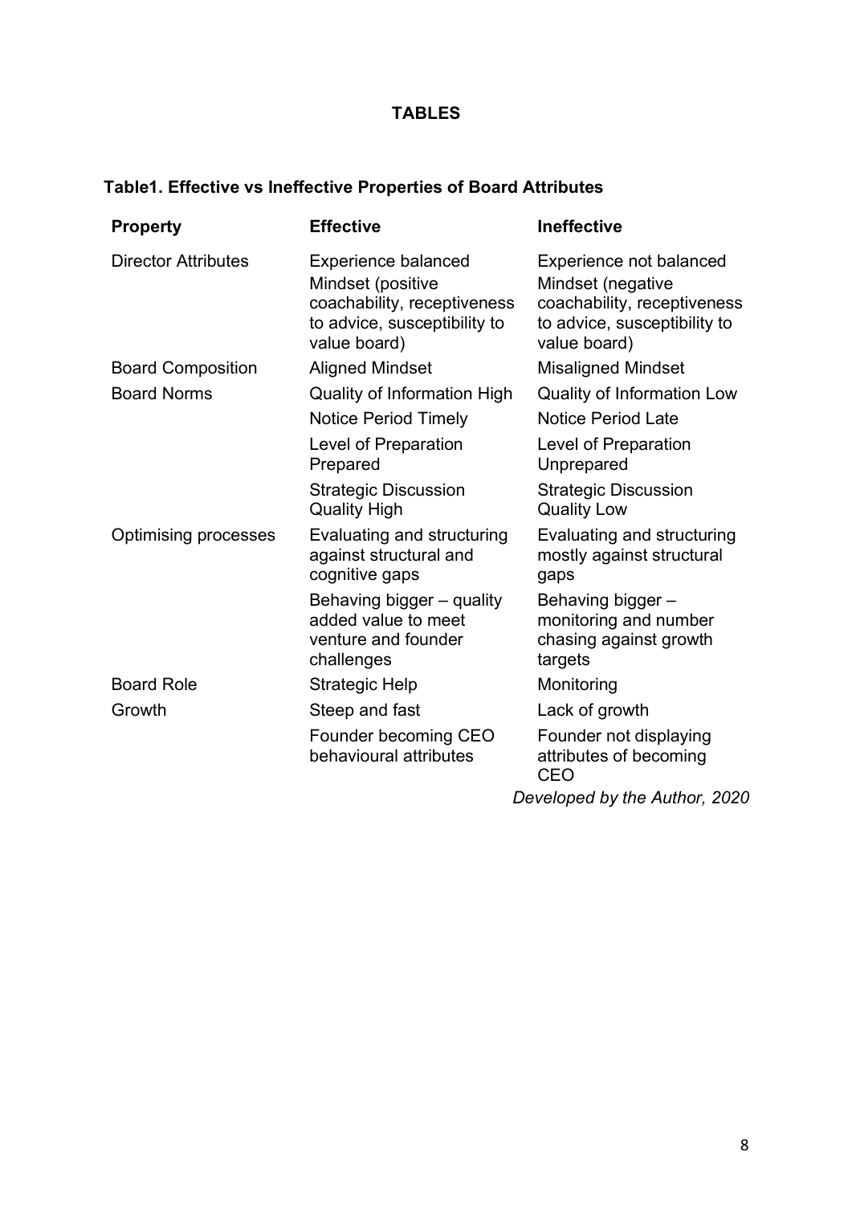# TABLES

## Table1. Effective vs Ineffective Properties of Board Attributes

| Property | Effective | Ineffective |
|---|---|---|
| Director Attributes | Experience balanced<br>Mindset (positive coachability, receptiveness to advice, susceptibility to value board) | Experience not balanced<br>Mindset (negative coachability, receptiveness to advice, susceptibility to value board) |
| Board Composition | Aligned Mindset | Misaligned Mindset |
| Board Norms | Quality of Information High | Quality of Information Low |
| | Notice Period Timely | Notice Period Late |
| | Level of Preparation Prepared | Level of Preparation Unprepared |
| | Strategic Discussion Quality High | Strategic Discussion Quality Low |
| Optimising processes | Evaluating and structuring against structural and cognitive gaps | Evaluating and structuring mostly against structural gaps |
| | Behaving bigger – quality added value to meet venture and founder challenges | Behaving bigger – monitoring and number chasing against growth targets |
| Board Role | Strategic Help | Monitoring |
| Growth | Steep and fast | Lack of growth |
| | Founder becoming CEO behavioural attributes | Founder not displaying attributes of becoming CEO |

*Developed by the Author, 2020*